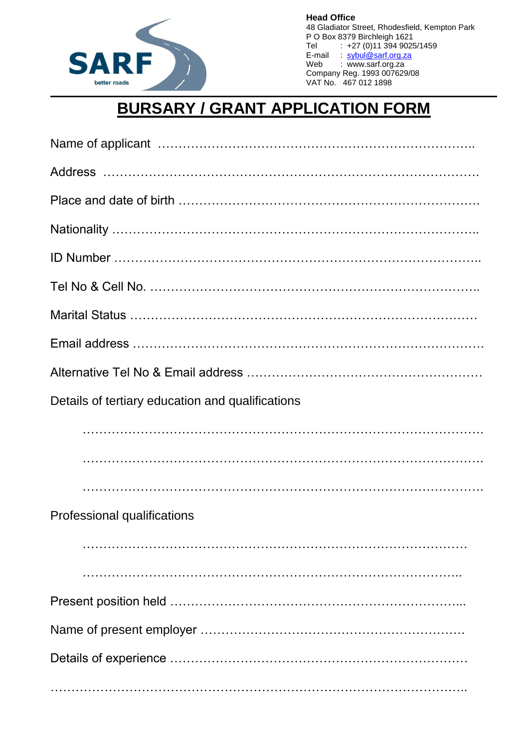SARF
better roads

**Head Office**
48 Gladiator Street, Rhodesfield, Kempton Park
P O Box 8379 Birchleigh 1621
Tel : +27 (0)11 394 9025/1459
E-mail : sybul@sarf.org.za
Web : www.sarf.org.za
Company Reg. 1993 007629/08
VAT No. 467 012 1898

---

# BURSARY / GRANT APPLICATION FORM

Name of applicant ……………………………………………………………………..

Address ……………………………………………………………………………….

Place and date of birth ……………………………………………………………….

Nationality ……………………………………………………………………………..

ID Number ……………………………………………………………………………..

Tel No & Cell No. ……………………………………………………………………..

Marital Status …………………………………………………………………………

Email address …………………………………………………………………………

Alternative Tel No & Email address …………………………………………………

Details of tertiary education and qualifications

………………………………………………………………………………….

………………………………………………………………………………….

………………………………………………………………………………….

Professional qualifications

…………………………………………………………………………………

……………………………………………………………………………….

Present position held ………………………………………………………………...

Name of present employer ………………………………………………………….

Details of experience …………………………………………………………………

……………………………………………………………………………………………..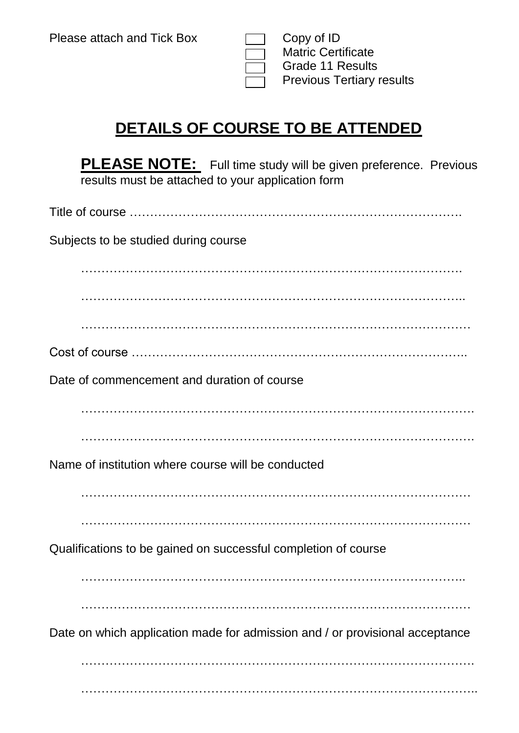Please attach and Tick Box

- ☐ Copy of ID
- ☐ Matric Certificate
- ☐ Grade 11 Results
- ☐ Previous Tertiary results

## DETAILS OF COURSE TO BE ATTENDED

**PLEASE NOTE:** Full time study will be given preference. Previous results must be attached to your application form

Title of course ……………………………………………………………………….

Subjects to be studied during course

……………………………………………………………………………….

………………………………………………………………………………..

…………………………………………………………………………………

Cost of course ……………………………………………………………………..

Date of commencement and duration of course

………………………………………………………………………………….

………………………………………………………………………………….

Name of institution where course will be conducted

…………………………………………………………………………………

…………………………………………………………………………………

Qualifications to be gained on successful completion of course

………………………………………………………………………………..

…………………………………………………………………………………

Date on which application made for admission and / or provisional acceptance

………………………………………………………………………………….

…………………………………………………………………………………..